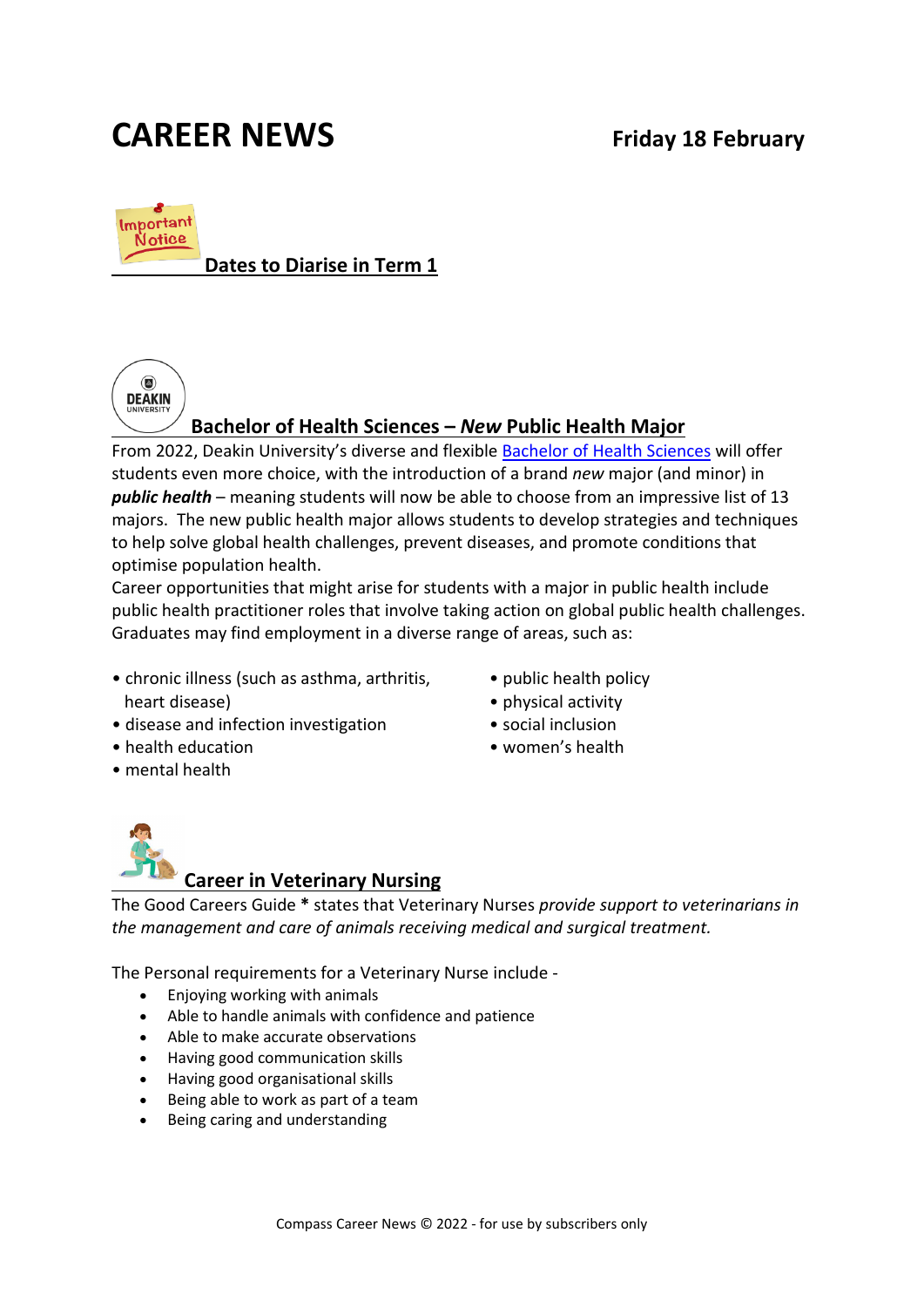# CAREER NEWS

**Friday 18 February**

## Dates to Diarise in Term 1

## Bachelor of Health Sciences – *New* Public Health Major

From 2022, Deakin University's diverse and flexible Bachelor of Health Sciences will offer students even more choice, with the introduction of a brand *new* major (and minor) in ***public health*** – meaning students will now be able to choose from an impressive list of 13 majors. The new public health major allows students to develop strategies and techniques to help solve global health challenges, prevent diseases, and promote conditions that optimise population health.

Career opportunities that might arise for students with a major in public health include public health practitioner roles that involve taking action on global public health challenges. Graduates may find employment in a diverse range of areas, such as:

- chronic illness (such as asthma, arthritis, heart disease)
- disease and infection investigation
- health education
- mental health
- public health policy
- physical activity
- social inclusion
- women's health

## Career in Veterinary Nursing

The Good Careers Guide * states that Veterinary Nurses *provide support to veterinarians in the management and care of animals receiving medical and surgical treatment.*

The Personal requirements for a Veterinary Nurse include -

- Enjoying working with animals
- Able to handle animals with confidence and patience
- Able to make accurate observations
- Having good communication skills
- Having good organisational skills
- Being able to work as part of a team
- Being caring and understanding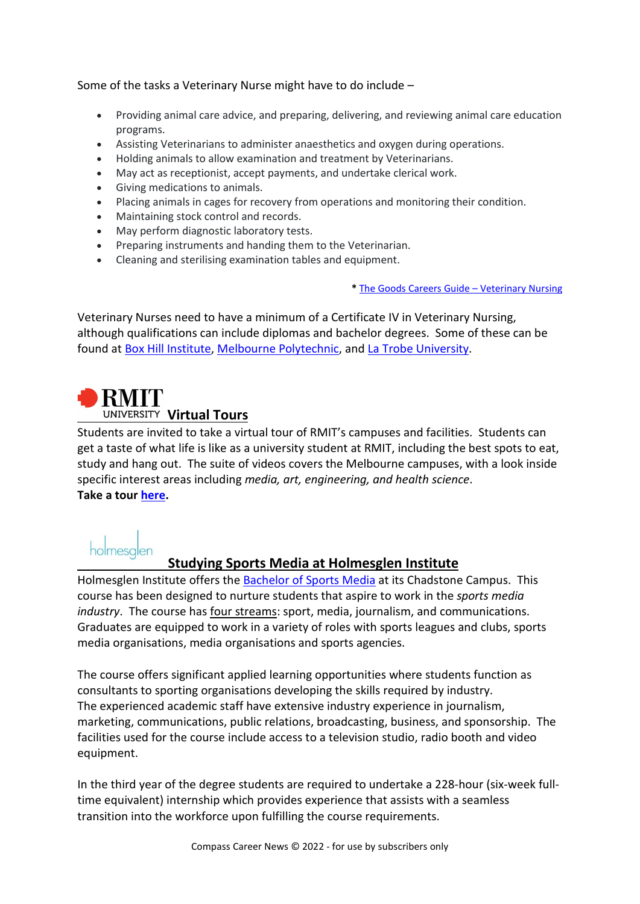Some of the tasks a Veterinary Nurse might have to do include –

- Providing animal care advice, and preparing, delivering, and reviewing animal care education programs.
- Assisting Veterinarians to administer anaesthetics and oxygen during operations.
- Holding animals to allow examination and treatment by Veterinarians.
- May act as receptionist, accept payments, and undertake clerical work.
- Giving medications to animals.
- Placing animals in cages for recovery from operations and monitoring their condition.
- Maintaining stock control and records.
- May perform diagnostic laboratory tests.
- Preparing instruments and handing them to the Veterinarian.
- Cleaning and sterilising examination tables and equipment.

\* The Goods Careers Guide – Veterinary Nursing

Veterinary Nurses need to have a minimum of a Certificate IV in Veterinary Nursing, although qualifications can include diplomas and bachelor degrees. Some of these can be found at Box Hill Institute, Melbourne Polytechnic, and La Trobe University.

## RMIT University Virtual Tours

Students are invited to take a virtual tour of RMIT's campuses and facilities. Students can get a taste of what life is like as a university student at RMIT, including the best spots to eat, study and hang out. The suite of videos covers the Melbourne campuses, with a look inside specific interest areas including *media, art, engineering, and health science*.
**Take a tour here.**

## holmesglen Studying Sports Media at Holmesglen Institute

Holmesglen Institute offers the Bachelor of Sports Media at its Chadstone Campus. This course has been designed to nurture students that aspire to work in the *sports media industry*. The course has four streams: sport, media, journalism, and communications. Graduates are equipped to work in a variety of roles with sports leagues and clubs, sports media organisations, media organisations and sports agencies.

The course offers significant applied learning opportunities where students function as consultants to sporting organisations developing the skills required by industry.
The experienced academic staff have extensive industry experience in journalism, marketing, communications, public relations, broadcasting, business, and sponsorship. The facilities used for the course include access to a television studio, radio booth and video equipment.

In the third year of the degree students are required to undertake a 228-hour (six-week full-time equivalent) internship which provides experience that assists with a seamless transition into the workforce upon fulfilling the course requirements.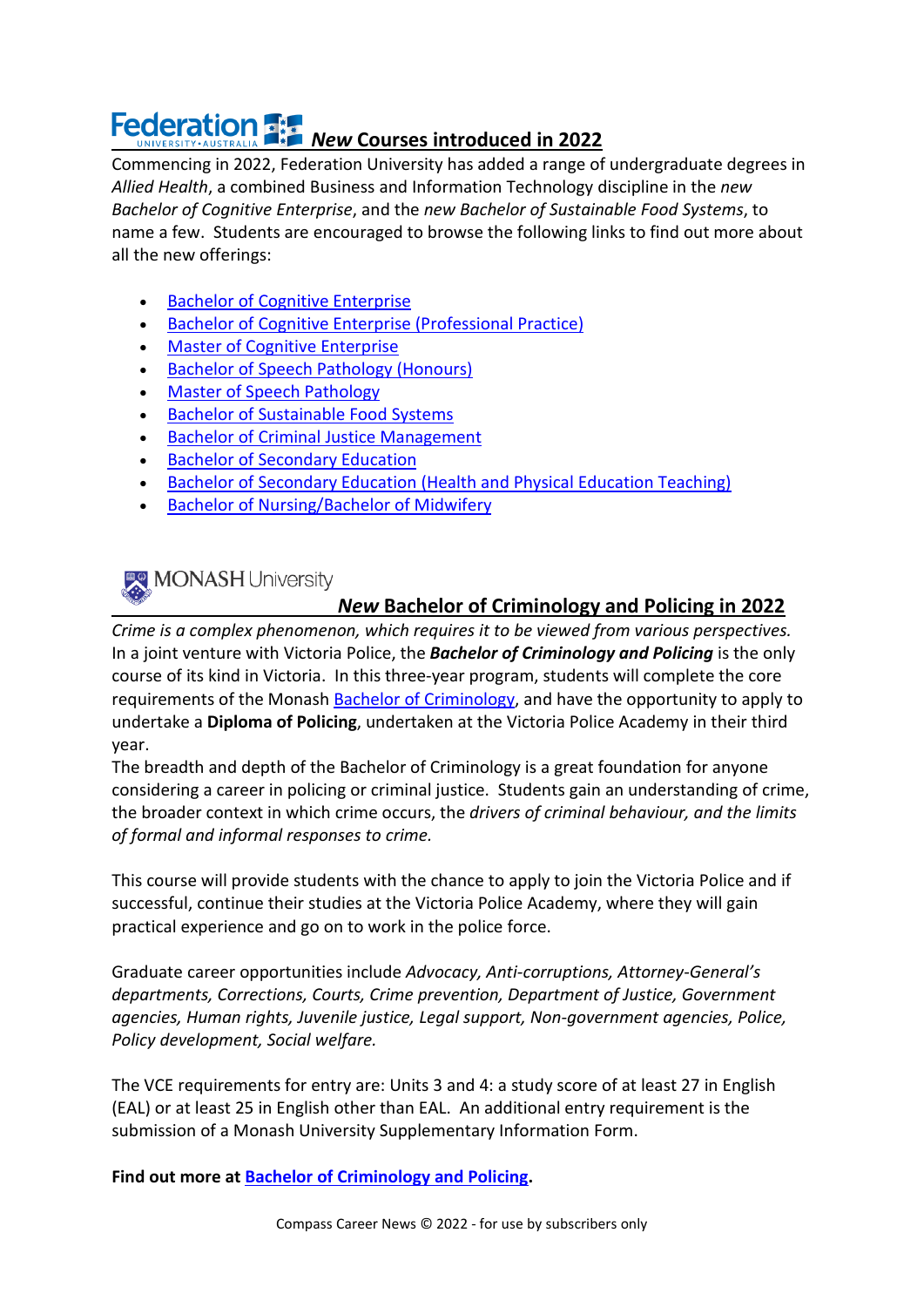## Federation University Australia – *New* Courses introduced in 2022

Commencing in 2022, Federation University has added a range of undergraduate degrees in *Allied Health*, a combined Business and Information Technology discipline in the *new Bachelor of Cognitive Enterprise*, and the *new Bachelor of Sustainable Food Systems*, to name a few. Students are encouraged to browse the following links to find out more about all the new offerings:

- Bachelor of Cognitive Enterprise
- Bachelor of Cognitive Enterprise (Professional Practice)
- Master of Cognitive Enterprise
- Bachelor of Speech Pathology (Honours)
- Master of Speech Pathology
- Bachelor of Sustainable Food Systems
- Bachelor of Criminal Justice Management
- Bachelor of Secondary Education
- Bachelor of Secondary Education (Health and Physical Education Teaching)
- Bachelor of Nursing/Bachelor of Midwifery

## MONASH University – *New* Bachelor of Criminology and Policing in 2022

*Crime is a complex phenomenon, which requires it to be viewed from various perspectives.* In a joint venture with Victoria Police, the ***Bachelor of Criminology and Policing*** is the only course of its kind in Victoria. In this three-year program, students will complete the core requirements of the Monash Bachelor of Criminology, and have the opportunity to apply to undertake a **Diploma of Policing**, undertaken at the Victoria Police Academy in their third year.

The breadth and depth of the Bachelor of Criminology is a great foundation for anyone considering a career in policing or criminal justice. Students gain an understanding of crime, the broader context in which crime occurs, the *drivers of criminal behaviour, and the limits of formal and informal responses to crime.*

This course will provide students with the chance to apply to join the Victoria Police and if successful, continue their studies at the Victoria Police Academy, where they will gain practical experience and go on to work in the police force.

Graduate career opportunities include *Advocacy, Anti-corruptions, Attorney-General's departments, Corrections, Courts, Crime prevention, Department of Justice, Government agencies, Human rights, Juvenile justice, Legal support, Non-government agencies, Police, Policy development, Social welfare.*

The VCE requirements for entry are: Units 3 and 4: a study score of at least 27 in English (EAL) or at least 25 in English other than EAL. An additional entry requirement is the submission of a Monash University Supplementary Information Form.

**Find out more at Bachelor of Criminology and Policing.**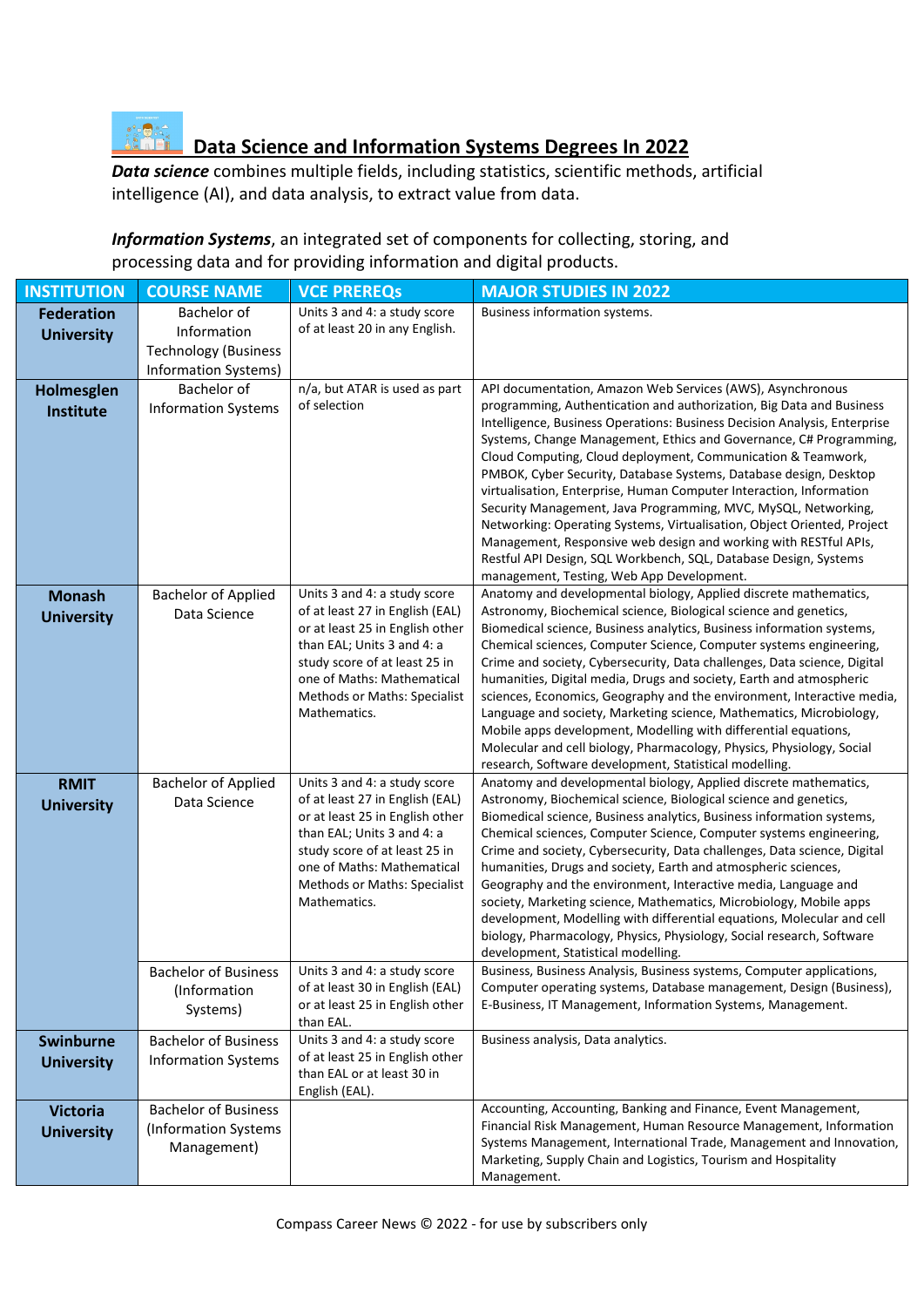## Data Science and Information Systems Degrees In 2022

***Data science*** combines multiple fields, including statistics, scientific methods, artificial intelligence (AI), and data analysis, to extract value from data.

***Information Systems***, an integrated set of components for collecting, storing, and processing data and for providing information and digital products.

| INSTITUTION | COURSE NAME | VCE PREREQs | MAJOR STUDIES IN 2022 |
|---|---|---|---|
| **Federation University** | Bachelor of Information Technology (Business Information Systems) | Units 3 and 4: a study score of at least 20 in any English. | Business information systems. |
| **Holmesglen Institute** | Bachelor of Information Systems | n/a, but ATAR is used as part of selection | API documentation, Amazon Web Services (AWS), Asynchronous programming, Authentication and authorization, Big Data and Business Intelligence, Business Operations: Business Decision Analysis, Enterprise Systems, Change Management, Ethics and Governance, C# Programming, Cloud Computing, Cloud deployment, Communication & Teamwork, PMBOK, Cyber Security, Database Systems, Database design, Desktop virtualisation, Enterprise, Human Computer Interaction, Information Security Management, Java Programming, MVC, MySQL, Networking, Networking: Operating Systems, Virtualisation, Object Oriented, Project Management, Responsive web design and working with RESTful APIs, Restful API Design, SQL Workbench, SQL, Database Design, Systems management, Testing, Web App Development. |
| **Monash University** | Bachelor of Applied Data Science | Units 3 and 4: a study score of at least 27 in English (EAL) or at least 25 in English other than EAL; Units 3 and 4: a study score of at least 25 in one of Maths: Mathematical Methods or Maths: Specialist Mathematics. | Anatomy and developmental biology, Applied discrete mathematics, Astronomy, Biochemical science, Biological science and genetics, Biomedical science, Business analytics, Business information systems, Chemical sciences, Computer Science, Computer systems engineering, Crime and society, Cybersecurity, Data challenges, Data science, Digital humanities, Digital media, Drugs and society, Earth and atmospheric sciences, Economics, Geography and the environment, Interactive media, Language and society, Marketing science, Mathematics, Microbiology, Mobile apps development, Modelling with differential equations, Molecular and cell biology, Pharmacology, Physics, Physiology, Social research, Software development, Statistical modelling. |
| **RMIT University** | Bachelor of Applied Data Science | Units 3 and 4: a study score of at least 27 in English (EAL) or at least 25 in English other than EAL; Units 3 and 4: a study score of at least 25 in one of Maths: Mathematical Methods or Maths: Specialist Mathematics. | Anatomy and developmental biology, Applied discrete mathematics, Astronomy, Biochemical science, Biological science and genetics, Biomedical science, Business analytics, Business information systems, Chemical sciences, Computer Science, Computer systems engineering, Crime and society, Cybersecurity, Data challenges, Data science, Digital humanities, Drugs and society, Earth and atmospheric sciences, Geography and the environment, Interactive media, Language and society, Marketing science, Mathematics, Microbiology, Mobile apps development, Modelling with differential equations, Molecular and cell biology, Pharmacology, Physics, Physiology, Social research, Software development, Statistical modelling. |
| | Bachelor of Business (Information Systems) | Units 3 and 4: a study score of at least 30 in English (EAL) or at least 25 in English other than EAL. | Business, Business Analysis, Business systems, Computer applications, Computer operating systems, Database management, Design (Business), E-Business, IT Management, Information Systems, Management. |
| **Swinburne University** | Bachelor of Business Information Systems | Units 3 and 4: a study score of at least 25 in English other than EAL or at least 30 in English (EAL). | Business analysis, Data analytics. |
| **Victoria University** | Bachelor of Business (Information Systems Management) | | Accounting, Accounting, Banking and Finance, Event Management, Financial Risk Management, Human Resource Management, Information Systems Management, International Trade, Management and Innovation, Marketing, Supply Chain and Logistics, Tourism and Hospitality Management. |

Compass Career News © 2022 - for use by subscribers only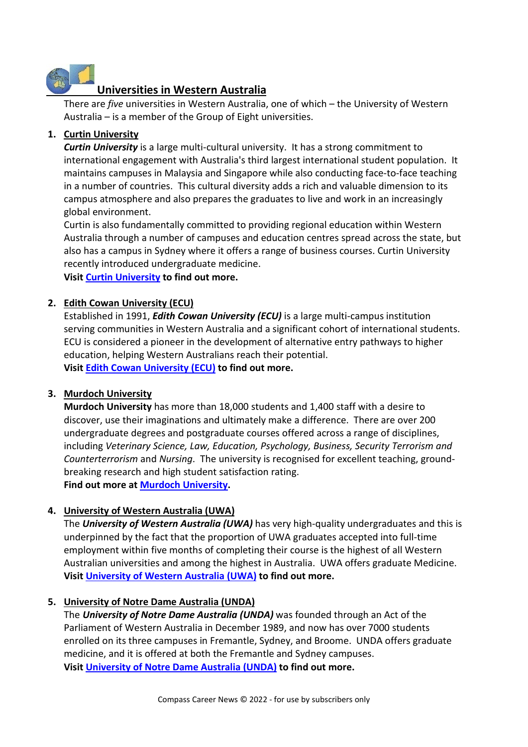## Universities in Western Australia

There are *five* universities in Western Australia, one of which – the University of Western Australia – is a member of the Group of Eight universities.

1. **Curtin University**

   ***Curtin University*** is a large multi-cultural university. It has a strong commitment to international engagement with Australia's third largest international student population. It maintains campuses in Malaysia and Singapore while also conducting face-to-face teaching in a number of countries. This cultural diversity adds a rich and valuable dimension to its campus atmosphere and also prepares the graduates to live and work in an increasingly global environment.

   Curtin is also fundamentally committed to providing regional education within Western Australia through a number of campuses and education centres spread across the state, but also has a campus in Sydney where it offers a range of business courses. Curtin University recently introduced undergraduate medicine.

   **Visit Curtin University to find out more.**

2. **Edith Cowan University (ECU)**

   Established in 1991, ***Edith Cowan University (ECU)*** is a large multi-campus institution serving communities in Western Australia and a significant cohort of international students. ECU is considered a pioneer in the development of alternative entry pathways to higher education, helping Western Australians reach their potential.

   **Visit Edith Cowan University (ECU) to find out more.**

3. **Murdoch University**

   **Murdoch University** has more than 18,000 students and 1,400 staff with a desire to discover, use their imaginations and ultimately make a difference. There are over 200 undergraduate degrees and postgraduate courses offered across a range of disciplines, including *Veterinary Science, Law, Education, Psychology, Business, Security Terrorism and Counterterrorism* and *Nursing*. The university is recognised for excellent teaching, ground-breaking research and high student satisfaction rating.

   **Find out more at Murdoch University.**

4. **University of Western Australia (UWA)**

   The ***University of Western Australia (UWA)*** has very high-quality undergraduates and this is underpinned by the fact that the proportion of UWA graduates accepted into full-time employment within five months of completing their course is the highest of all Western Australian universities and among the highest in Australia. UWA offers graduate Medicine.

   **Visit University of Western Australia (UWA) to find out more.**

5. **University of Notre Dame Australia (UNDA)**

   The ***University of Notre Dame Australia (UNDA)*** was founded through an Act of the Parliament of Western Australia in December 1989, and now has over 7000 students enrolled on its three campuses in Fremantle, Sydney, and Broome. UNDA offers graduate medicine, and it is offered at both the Fremantle and Sydney campuses.

   **Visit University of Notre Dame Australia (UNDA) to find out more.**